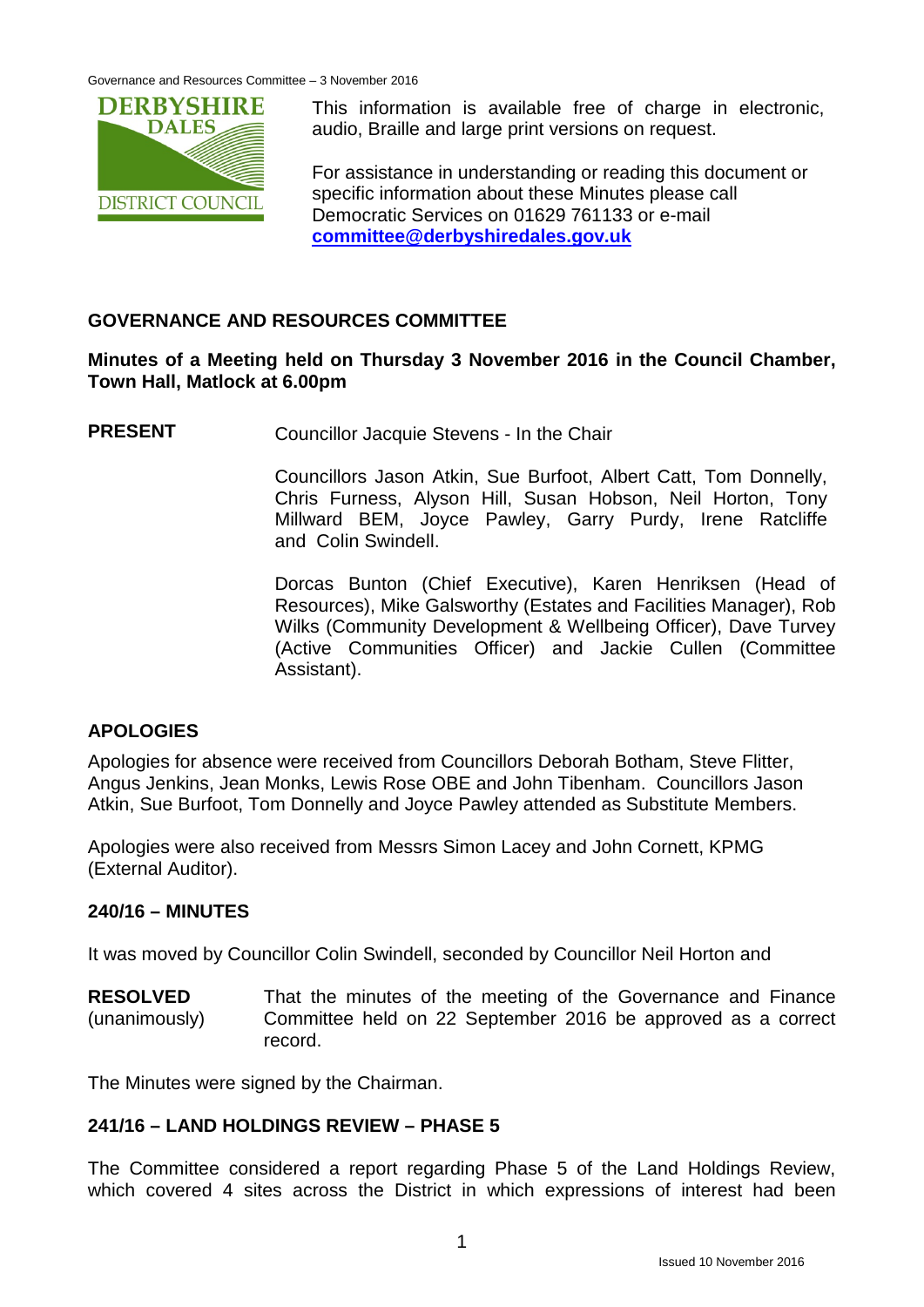This information is available free of charge in electronic, audio, Braille and large print versions on request.

For assistance in understanding or reading this document or specific information about these Minutes please call Democratic Services on 01629 761133 or e-mail **committee@derbyshiredales.gov.uk**

## GOVERNANCE AND RESOURCES COMMITTEE

**Minutes of a Meeting held on Thursday 3 November 2016 in the Council Chamber, Town Hall, Matlock at 6.00pm**

**PRESENT** Councillor Jacquie Stevens - In the Chair

Councillors Jason Atkin, Sue Burfoot, Albert Catt, Tom Donnelly, Chris Furness, Alyson Hill, Susan Hobson, Neil Horton, Tony Millward BEM, Joyce Pawley, Garry Purdy, Irene Ratcliffe and Colin Swindell.

Dorcas Bunton (Chief Executive), Karen Henriksen (Head of Resources), Mike Galsworthy (Estates and Facilities Manager), Rob Wilks (Community Development & Wellbeing Officer), Dave Turvey (Active Communities Officer) and Jackie Cullen (Committee Assistant).

### APOLOGIES

Apologies for absence were received from Councillors Deborah Botham, Steve Flitter, Angus Jenkins, Jean Monks, Lewis Rose OBE and John Tibenham. Councillors Jason Atkin, Sue Burfoot, Tom Donnelly and Joyce Pawley attended as Substitute Members.

Apologies were also received from Messrs Simon Lacey and John Cornett, KPMG (External Auditor).

### 240/16 – MINUTES

It was moved by Councillor Colin Swindell, seconded by Councillor Neil Horton and

**RESOLVED** (unanimously) That the minutes of the meeting of the Governance and Finance Committee held on 22 September 2016 be approved as a correct record.

The Minutes were signed by the Chairman.

### 241/16 – LAND HOLDINGS REVIEW – PHASE 5

The Committee considered a report regarding Phase 5 of the Land Holdings Review, which covered 4 sites across the District in which expressions of interest had been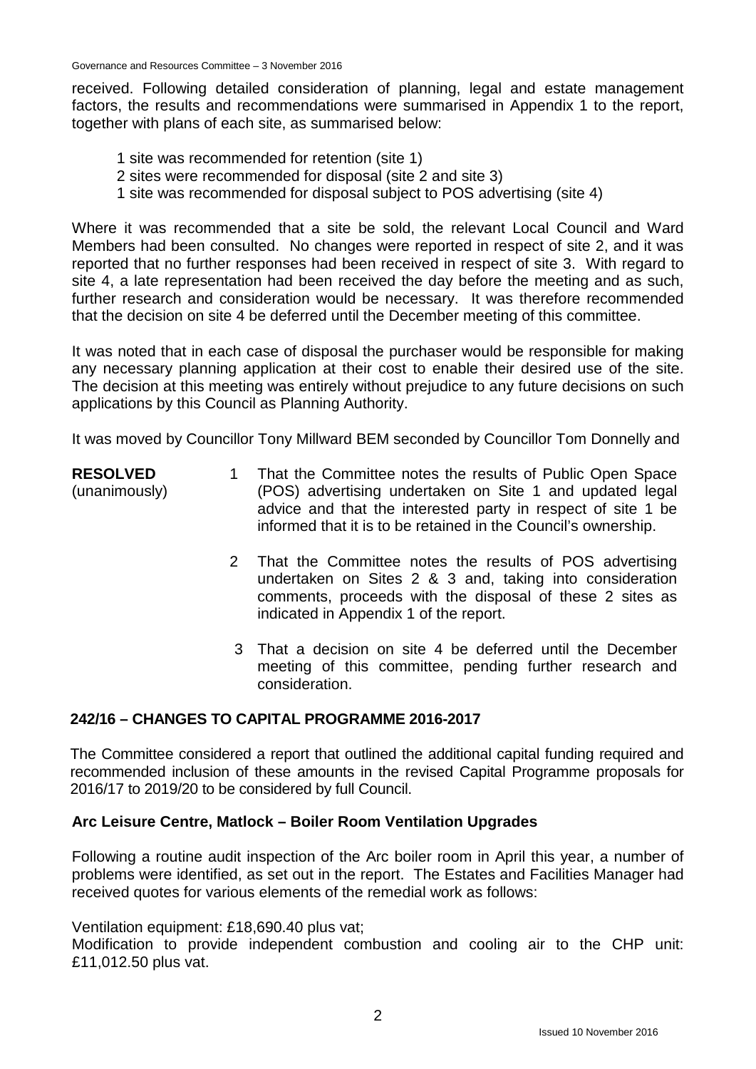received. Following detailed consideration of planning, legal and estate management factors, the results and recommendations were summarised in Appendix 1 to the report, together with plans of each site, as summarised below:

- 1 site was recommended for retention (site 1)
- 2 sites were recommended for disposal (site 2 and site 3)
- 1 site was recommended for disposal subject to POS advertising (site 4)

Where it was recommended that a site be sold, the relevant Local Council and Ward Members had been consulted. No changes were reported in respect of site 2, and it was reported that no further responses had been received in respect of site 3. With regard to site 4, a late representation had been received the day before the meeting and as such, further research and consideration would be necessary. It was therefore recommended that the decision on site 4 be deferred until the December meeting of this committee.

It was noted that in each case of disposal the purchaser would be responsible for making any necessary planning application at their cost to enable their desired use of the site. The decision at this meeting was entirely without prejudice to any future decisions on such applications by this Council as Planning Authority.

It was moved by Councillor Tony Millward BEM seconded by Councillor Tom Donnelly and

**RESOLVED** (unanimously)

1. That the Committee notes the results of Public Open Space (POS) advertising undertaken on Site 1 and updated legal advice and that the interested party in respect of site 1 be informed that it is to be retained in the Council's ownership.
2. That the Committee notes the results of POS advertising undertaken on Sites 2 & 3 and, taking into consideration comments, proceeds with the disposal of these 2 sites as indicated in Appendix 1 of the report.
3. That a decision on site 4 be deferred until the December meeting of this committee, pending further research and consideration.

## 242/16 – CHANGES TO CAPITAL PROGRAMME 2016-2017

The Committee considered a report that outlined the additional capital funding required and recommended inclusion of these amounts in the revised Capital Programme proposals for 2016/17 to 2019/20 to be considered by full Council.

### Arc Leisure Centre, Matlock – Boiler Room Ventilation Upgrades

Following a routine audit inspection of the Arc boiler room in April this year, a number of problems were identified, as set out in the report. The Estates and Facilities Manager had received quotes for various elements of the remedial work as follows:

Ventilation equipment: £18,690.40 plus vat;
Modification to provide independent combustion and cooling air to the CHP unit: £11,012.50 plus vat.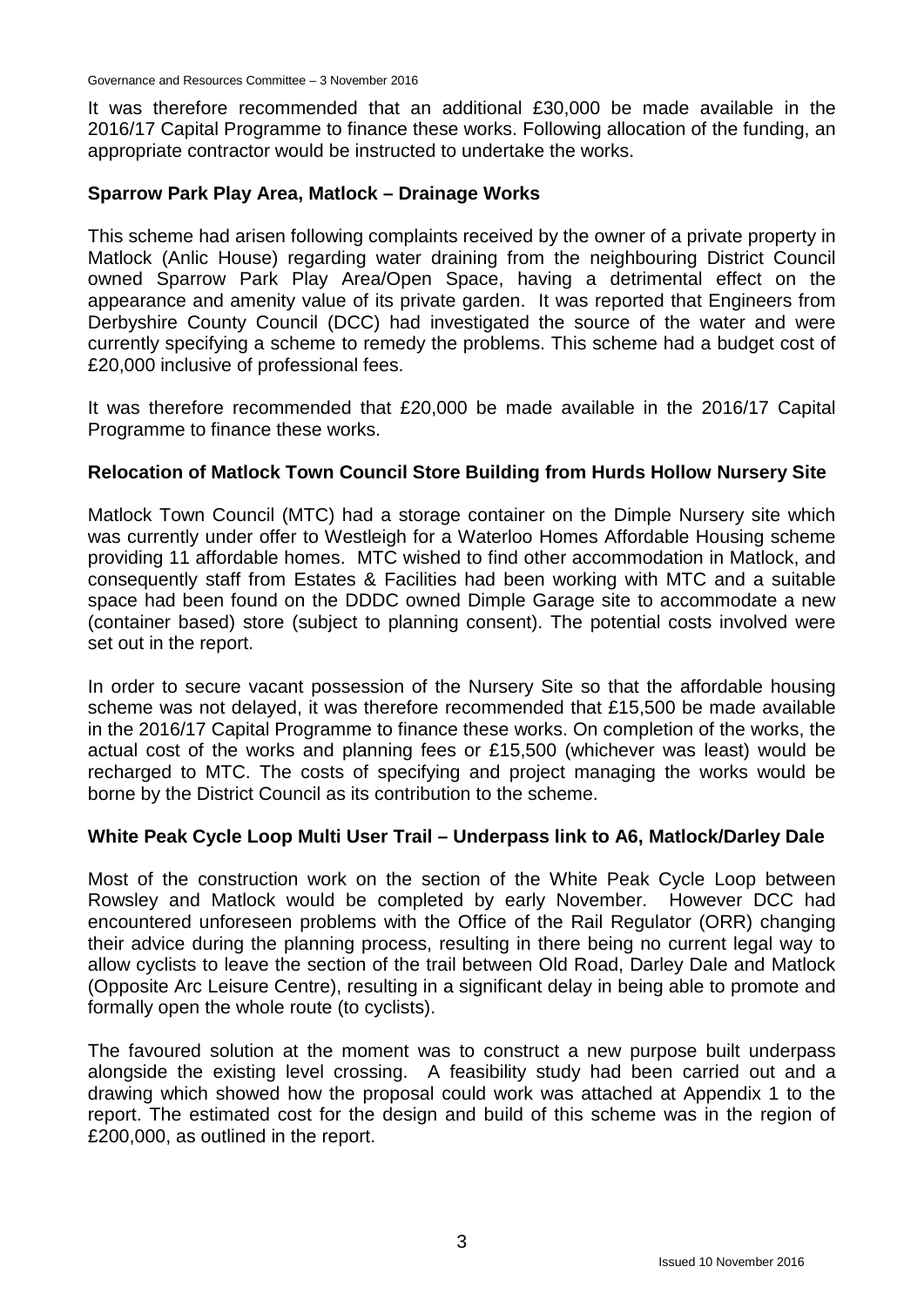It was therefore recommended that an additional £30,000 be made available in the 2016/17 Capital Programme to finance these works. Following allocation of the funding, an appropriate contractor would be instructed to undertake the works.

**Sparrow Park Play Area, Matlock – Drainage Works**

This scheme had arisen following complaints received by the owner of a private property in Matlock (Anlic House) regarding water draining from the neighbouring District Council owned Sparrow Park Play Area/Open Space, having a detrimental effect on the appearance and amenity value of its private garden. It was reported that Engineers from Derbyshire County Council (DCC) had investigated the source of the water and were currently specifying a scheme to remedy the problems. This scheme had a budget cost of £20,000 inclusive of professional fees.

It was therefore recommended that £20,000 be made available in the 2016/17 Capital Programme to finance these works.

**Relocation of Matlock Town Council Store Building from Hurds Hollow Nursery Site**

Matlock Town Council (MTC) had a storage container on the Dimple Nursery site which was currently under offer to Westleigh for a Waterloo Homes Affordable Housing scheme providing 11 affordable homes. MTC wished to find other accommodation in Matlock, and consequently staff from Estates & Facilities had been working with MTC and a suitable space had been found on the DDDC owned Dimple Garage site to accommodate a new (container based) store (subject to planning consent). The potential costs involved were set out in the report.

In order to secure vacant possession of the Nursery Site so that the affordable housing scheme was not delayed, it was therefore recommended that £15,500 be made available in the 2016/17 Capital Programme to finance these works. On completion of the works, the actual cost of the works and planning fees or £15,500 (whichever was least) would be recharged to MTC. The costs of specifying and project managing the works would be borne by the District Council as its contribution to the scheme.

**White Peak Cycle Loop Multi User Trail – Underpass link to A6, Matlock/Darley Dale**

Most of the construction work on the section of the White Peak Cycle Loop between Rowsley and Matlock would be completed by early November. However DCC had encountered unforeseen problems with the Office of the Rail Regulator (ORR) changing their advice during the planning process, resulting in there being no current legal way to allow cyclists to leave the section of the trail between Old Road, Darley Dale and Matlock (Opposite Arc Leisure Centre), resulting in a significant delay in being able to promote and formally open the whole route (to cyclists).

The favoured solution at the moment was to construct a new purpose built underpass alongside the existing level crossing. A feasibility study had been carried out and a drawing which showed how the proposal could work was attached at Appendix 1 to the report. The estimated cost for the design and build of this scheme was in the region of £200,000, as outlined in the report.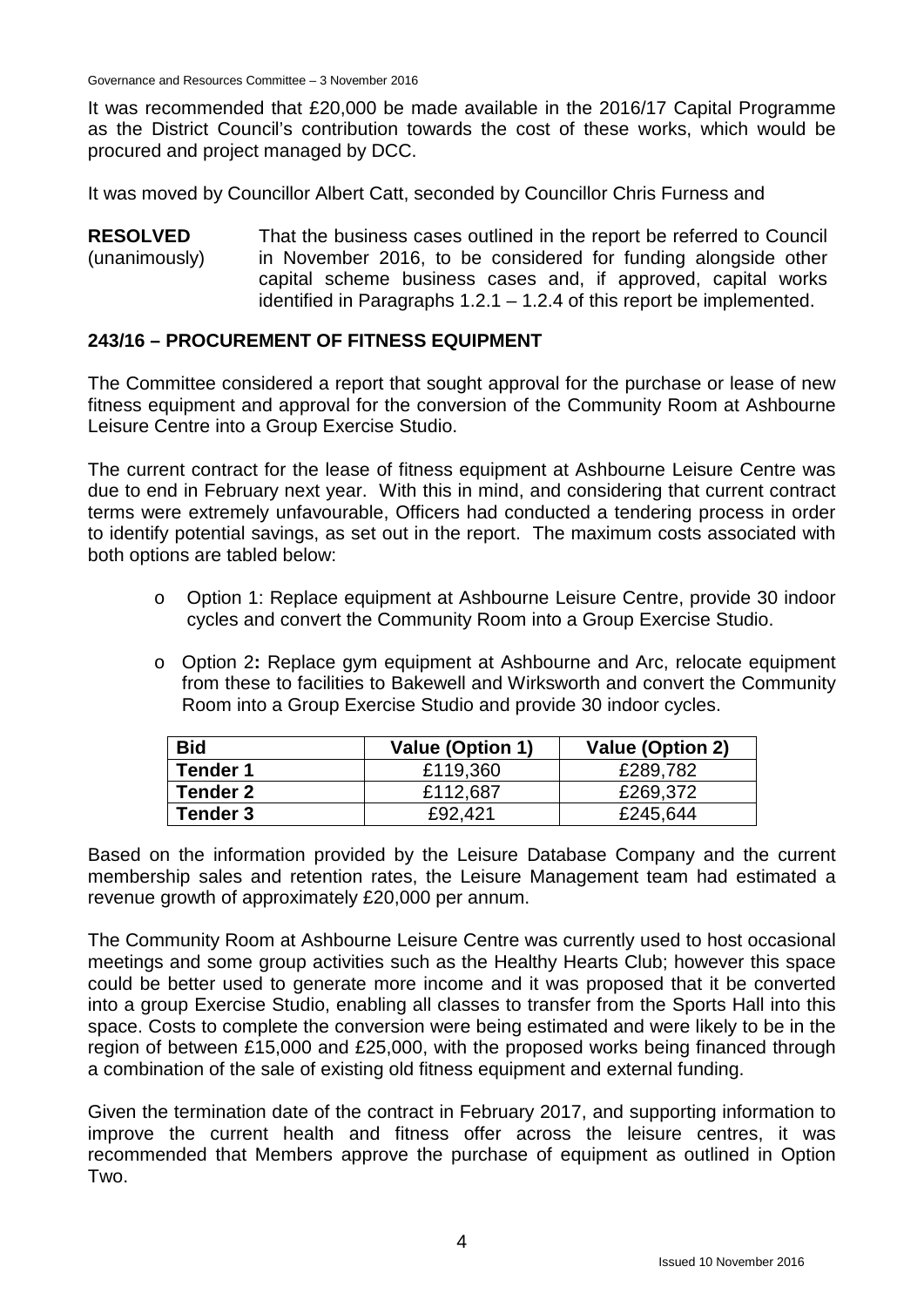It was recommended that £20,000 be made available in the 2016/17 Capital Programme as the District Council's contribution towards the cost of these works, which would be procured and project managed by DCC.

It was moved by Councillor Albert Catt, seconded by Councillor Chris Furness and

**RESOLVED** (unanimously) That the business cases outlined in the report be referred to Council in November 2016, to be considered for funding alongside other capital scheme business cases and, if approved, capital works identified in Paragraphs 1.2.1 – 1.2.4 of this report be implemented.

## 243/16 – PROCUREMENT OF FITNESS EQUIPMENT

The Committee considered a report that sought approval for the purchase or lease of new fitness equipment and approval for the conversion of the Community Room at Ashbourne Leisure Centre into a Group Exercise Studio.

The current contract for the lease of fitness equipment at Ashbourne Leisure Centre was due to end in February next year. With this in mind, and considering that current contract terms were extremely unfavourable, Officers had conducted a tendering process in order to identify potential savings, as set out in the report. The maximum costs associated with both options are tabled below:

- Option 1: Replace equipment at Ashbourne Leisure Centre, provide 30 indoor cycles and convert the Community Room into a Group Exercise Studio.
- Option 2**:** Replace gym equipment at Ashbourne and Arc, relocate equipment from these to facilities to Bakewell and Wirksworth and convert the Community Room into a Group Exercise Studio and provide 30 indoor cycles.

| Bid | Value (Option 1) | Value (Option 2) |
|---|---|---|
| Tender 1 | £119,360 | £289,782 |
| Tender 2 | £112,687 | £269,372 |
| Tender 3 | £92,421 | £245,644 |

Based on the information provided by the Leisure Database Company and the current membership sales and retention rates, the Leisure Management team had estimated a revenue growth of approximately £20,000 per annum.

The Community Room at Ashbourne Leisure Centre was currently used to host occasional meetings and some group activities such as the Healthy Hearts Club; however this space could be better used to generate more income and it was proposed that it be converted into a group Exercise Studio, enabling all classes to transfer from the Sports Hall into this space. Costs to complete the conversion were being estimated and were likely to be in the region of between £15,000 and £25,000, with the proposed works being financed through a combination of the sale of existing old fitness equipment and external funding.

Given the termination date of the contract in February 2017, and supporting information to improve the current health and fitness offer across the leisure centres, it was recommended that Members approve the purchase of equipment as outlined in Option Two.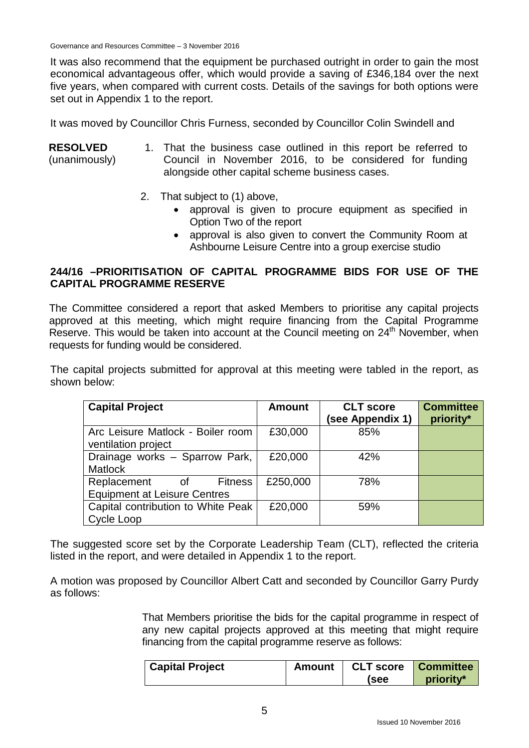It was also recommend that the equipment be purchased outright in order to gain the most economical advantageous offer, which would provide a saving of £346,184 over the next five years, when compared with current costs. Details of the savings for both options were set out in Appendix 1 to the report.

It was moved by Councillor Chris Furness, seconded by Councillor Colin Swindell and

**RESOLVED** (unanimously)

1. That the business case outlined in this report be referred to Council in November 2016, to be considered for funding alongside other capital scheme business cases.
2. That subject to (1) above,
   - approval is given to procure equipment as specified in Option Two of the report
   - approval is also given to convert the Community Room at Ashbourne Leisure Centre into a group exercise studio

## 244/16 –PRIORITISATION OF CAPITAL PROGRAMME BIDS FOR USE OF THE CAPITAL PROGRAMME RESERVE

The Committee considered a report that asked Members to prioritise any capital projects approved at this meeting, which might require financing from the Capital Programme Reserve. This would be taken into account at the Council meeting on 24th November, when requests for funding would be considered.

The capital projects submitted for approval at this meeting were tabled in the report, as shown below:

| Capital Project | Amount | CLT score (see Appendix 1) | Committee priority* |
|---|---|---|---|
| Arc Leisure Matlock - Boiler room ventilation project | £30,000 | 85% | |
| Drainage works – Sparrow Park, Matlock | £20,000 | 42% | |
| Replacement of Fitness Equipment at Leisure Centres | £250,000 | 78% | |
| Capital contribution to White Peak Cycle Loop | £20,000 | 59% | |

The suggested score set by the Corporate Leadership Team (CLT), reflected the criteria listed in the report, and were detailed in Appendix 1 to the report.

A motion was proposed by Councillor Albert Catt and seconded by Councillor Garry Purdy as follows:

> That Members prioritise the bids for the capital programme in respect of any new capital projects approved at this meeting that might require financing from the capital programme reserve as follows:

| Capital Project | Amount | CLT score (see | Committee priority* |
|---|---|---|---|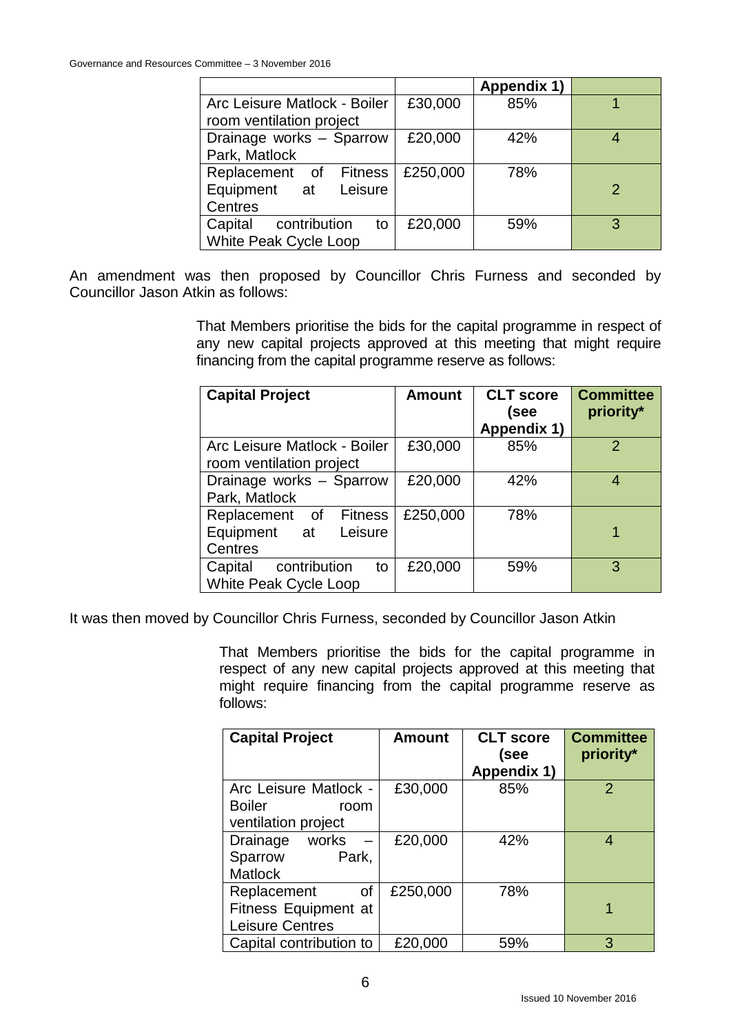| | | Appendix 1) | |
|---|---|---|---|
| Arc Leisure Matlock - Boiler room ventilation project | £30,000 | 85% | 1 |
| Drainage works – Sparrow Park, Matlock | £20,000 | 42% | 4 |
| Replacement of Fitness Equipment at Leisure Centres | £250,000 | 78% | 2 |
| Capital contribution to White Peak Cycle Loop | £20,000 | 59% | 3 |

An amendment was then proposed by Councillor Chris Furness and seconded by Councillor Jason Atkin as follows:

> That Members prioritise the bids for the capital programme in respect of any new capital projects approved at this meeting that might require financing from the capital programme reserve as follows:

| Capital Project | Amount | CLT score (see Appendix 1) | Committee priority* |
|---|---|---|---|
| Arc Leisure Matlock - Boiler room ventilation project | £30,000 | 85% | 2 |
| Drainage works – Sparrow Park, Matlock | £20,000 | 42% | 4 |
| Replacement of Fitness Equipment at Leisure Centres | £250,000 | 78% | 1 |
| Capital contribution to White Peak Cycle Loop | £20,000 | 59% | 3 |

It was then moved by Councillor Chris Furness, seconded by Councillor Jason Atkin

> That Members prioritise the bids for the capital programme in respect of any new capital projects approved at this meeting that might require financing from the capital programme reserve as follows:

| Capital Project | Amount | CLT score (see Appendix 1) | Committee priority* |
|---|---|---|---|
| Arc Leisure Matlock - Boiler room ventilation project | £30,000 | 85% | 2 |
| Drainage works – Sparrow Park, Matlock | £20,000 | 42% | 4 |
| Replacement of Fitness Equipment at Leisure Centres | £250,000 | 78% | 1 |
| Capital contribution to | £20,000 | 59% | 3 |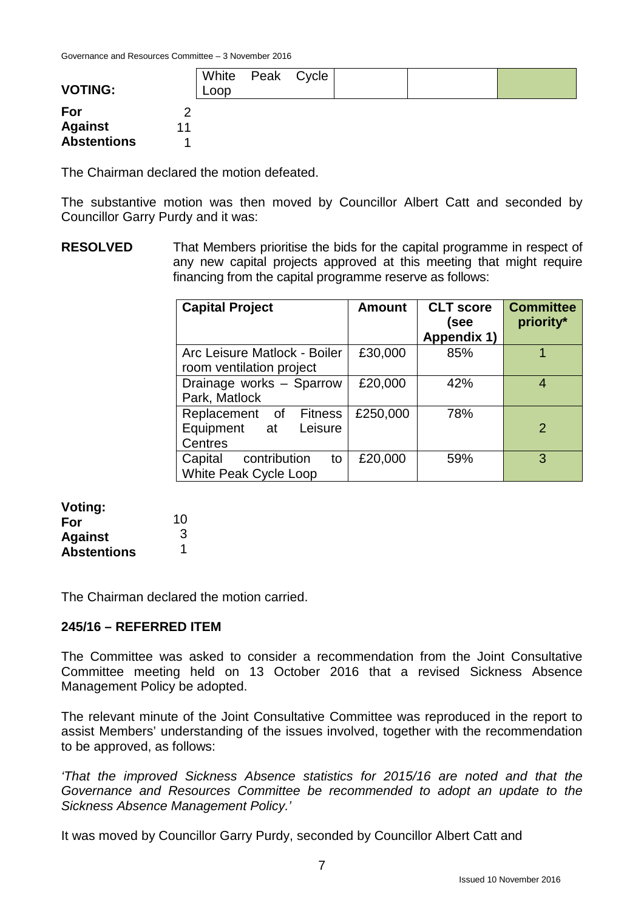| VOTING: | White Peak Cycle Loop | | | |
|---|---|---|---|---|

**For** 2
**Against** 11
**Abstentions** 1

The Chairman declared the motion defeated.

The substantive motion was then moved by Councillor Albert Catt and seconded by Councillor Garry Purdy and it was:

**RESOLVED** That Members prioritise the bids for the capital programme in respect of any new capital projects approved at this meeting that might require financing from the capital programme reserve as follows:

| Capital Project | Amount | CLT score (see Appendix 1) | Committee priority* |
|---|---|---|---|
| Arc Leisure Matlock - Boiler room ventilation project | £30,000 | 85% | 1 |
| Drainage works – Sparrow Park, Matlock | £20,000 | 42% | 4 |
| Replacement of Fitness Equipment at Leisure Centres | £250,000 | 78% | 2 |
| Capital contribution to White Peak Cycle Loop | £20,000 | 59% | 3 |

**Voting:**
**For** 10
**Against** 3
**Abstentions** 1

The Chairman declared the motion carried.

**245/16 – REFERRED ITEM**

The Committee was asked to consider a recommendation from the Joint Consultative Committee meeting held on 13 October 2016 that a revised Sickness Absence Management Policy be adopted.

The relevant minute of the Joint Consultative Committee was reproduced in the report to assist Members' understanding of the issues involved, together with the recommendation to be approved, as follows:

*'That the improved Sickness Absence statistics for 2015/16 are noted and that the Governance and Resources Committee be recommended to adopt an update to the Sickness Absence Management Policy.'*

It was moved by Councillor Garry Purdy, seconded by Councillor Albert Catt and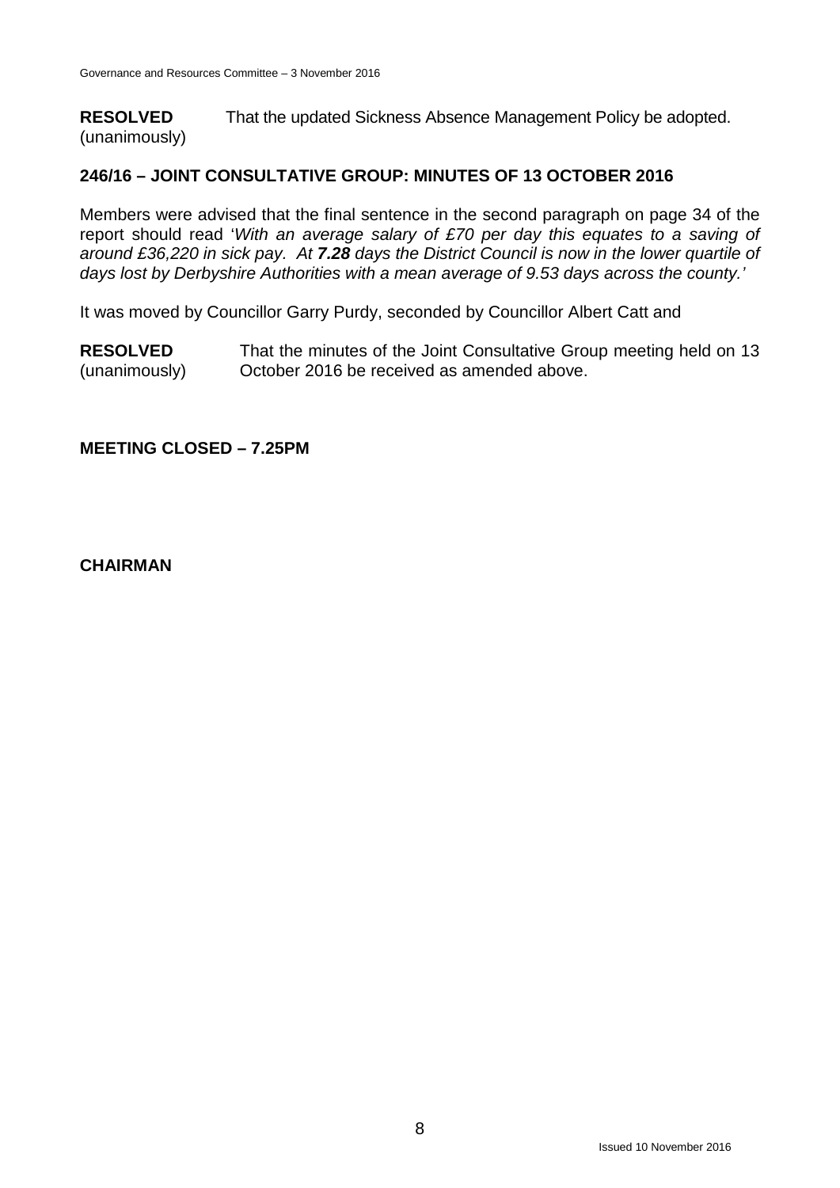**RESOLVED** (unanimously) That the updated Sickness Absence Management Policy be adopted.

**246/16 – JOINT CONSULTATIVE GROUP: MINUTES OF 13 OCTOBER 2016**

Members were advised that the final sentence in the second paragraph on page 34 of the report should read '*With an average salary of £70 per day this equates to a saving of around £36,220 in sick pay. At **7.28** days the District Council is now in the lower quartile of days lost by Derbyshire Authorities with a mean average of 9.53 days across the county.'*

It was moved by Councillor Garry Purdy, seconded by Councillor Albert Catt and

**RESOLVED** (unanimously) That the minutes of the Joint Consultative Group meeting held on 13 October 2016 be received as amended above.

**MEETING CLOSED – 7.25PM**

**CHAIRMAN**

Issued 10 November 2016